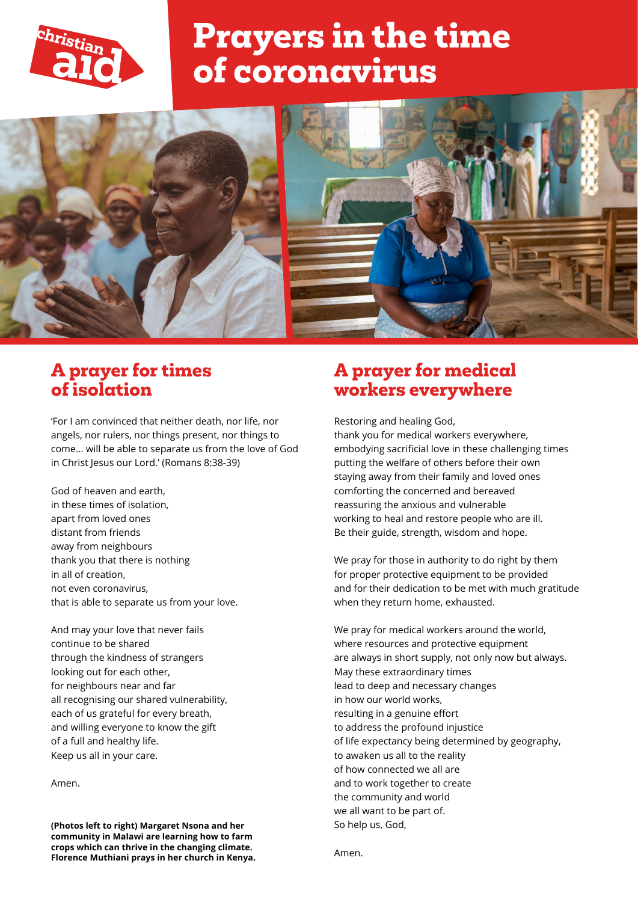christian aid

# Prayers in the time of coronavirus

## A prayer for times of isolation

'For I am convinced that neither death, nor life, nor angels, nor rulers, nor things present, nor things to come... will be able to separate us from the love of God in Christ Jesus our Lord.' (Romans 8:38-39)

God of heaven and earth,
in these times of isolation,
apart from loved ones
distant from friends
away from neighbours
thank you that there is nothing
in all of creation,
not even coronavirus,
that is able to separate us from your love.

And may your love that never fails
continue to be shared
through the kindness of strangers
looking out for each other,
for neighbours near and far
all recognising our shared vulnerability,
each of us grateful for every breath,
and willing everyone to know the gift
of a full and healthy life.
Keep us all in your care.

Amen.

**(Photos left to right) Margaret Nsona and her community in Malawi are learning how to farm crops which can thrive in the changing climate. Florence Muthiani prays in her church in Kenya.**

## A prayer for medical workers everywhere

Restoring and healing God,
thank you for medical workers everywhere,
embodying sacrificial love in these challenging times
putting the welfare of others before their own
staying away from their family and loved ones
comforting the concerned and bereaved
reassuring the anxious and vulnerable
working to heal and restore people who are ill.
Be their guide, strength, wisdom and hope.

We pray for those in authority to do right by them
for proper protective equipment to be provided
and for their dedication to be met with much gratitude
when they return home, exhausted.

We pray for medical workers around the world,
where resources and protective equipment
are always in short supply, not only now but always.
May these extraordinary times
lead to deep and necessary changes
in how our world works,
resulting in a genuine effort
to address the profound injustice
of life expectancy being determined by geography,
to awaken us all to the reality
of how connected we all are
and to work together to create
the community and world
we all want to be part of.
So help us, God,

Amen.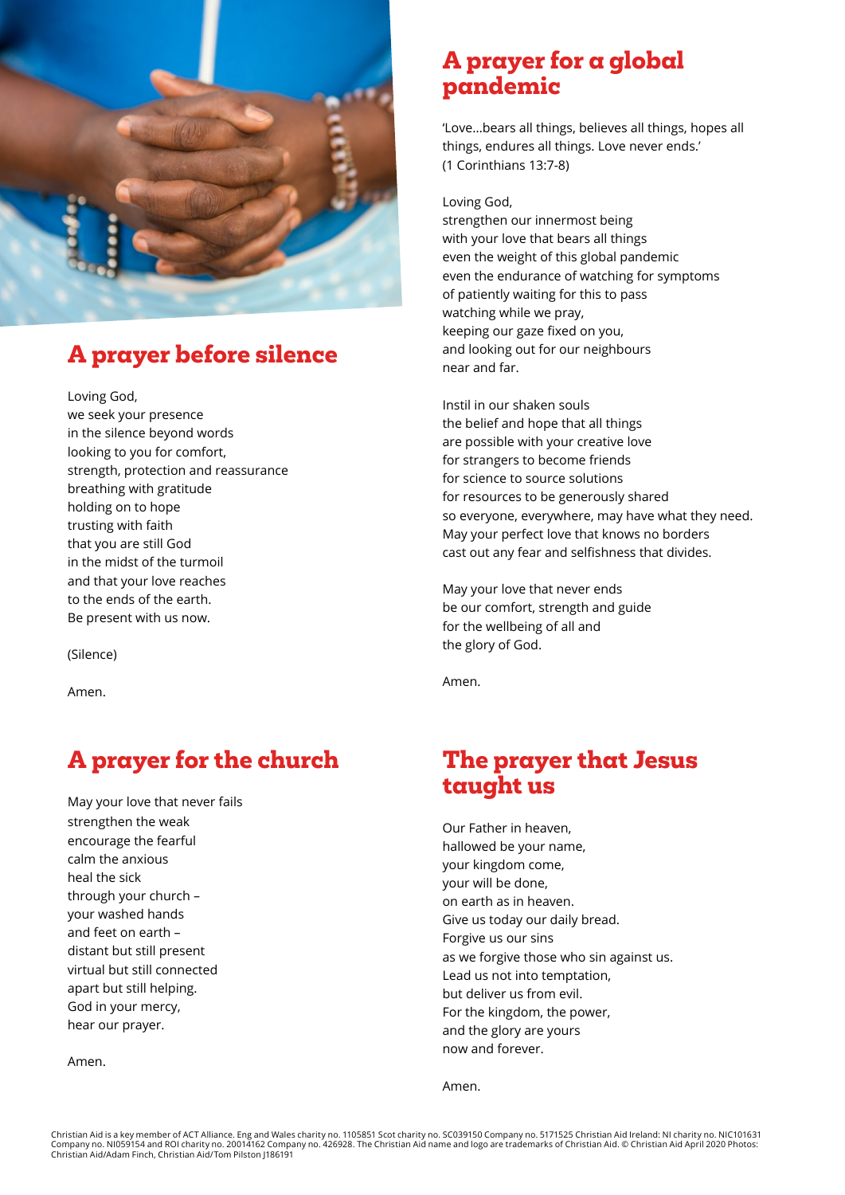## A prayer before silence

Loving God,
we seek your presence
in the silence beyond words
looking to you for comfort,
strength, protection and reassurance
breathing with gratitude
holding on to hope
trusting with faith
that you are still God
in the midst of the turmoil
and that your love reaches
to the ends of the earth.
Be present with us now.

(Silence)

Amen.

## A prayer for the church

May your love that never fails
strengthen the weak
encourage the fearful
calm the anxious
heal the sick
through your church –
your washed hands
and feet on earth –
distant but still present
virtual but still connected
apart but still helping.
God in your mercy,
hear our prayer.

Amen.

## A prayer for a global pandemic

'Love…bears all things, believes all things, hopes all things, endures all things. Love never ends.'
(1 Corinthians 13:7-8)

Loving God,
strengthen our innermost being
with your love that bears all things
even the weight of this global pandemic
even the endurance of watching for symptoms
of patiently waiting for this to pass
watching while we pray,
keeping our gaze fixed on you,
and looking out for our neighbours
near and far.

Instil in our shaken souls
the belief and hope that all things
are possible with your creative love
for strangers to become friends
for science to source solutions
for resources to be generously shared
so everyone, everywhere, may have what they need.
May your perfect love that knows no borders
cast out any fear and selfishness that divides.

May your love that never ends
be our comfort, strength and guide
for the wellbeing of all and
the glory of God.

Amen.

## The prayer that Jesus taught us

Our Father in heaven,
hallowed be your name,
your kingdom come,
your will be done,
on earth as in heaven.
Give us today our daily bread.
Forgive us our sins
as we forgive those who sin against us.
Lead us not into temptation,
but deliver us from evil.
For the kingdom, the power,
and the glory are yours
now and forever.

Amen.

Christian Aid is a key member of ACT Alliance. Eng and Wales charity no. 1105851 Scot charity no. SC039150 Company no. 5171525 Christian Aid Ireland: NI charity no. NIC101631 Company no. NI059154 and ROI charity no. 20014162 Company no. 426928. The Christian Aid name and logo are trademarks of Christian Aid. © Christian Aid April 2020 Photos: Christian Aid/Adam Finch, Christian Aid/Tom Pilston J186191